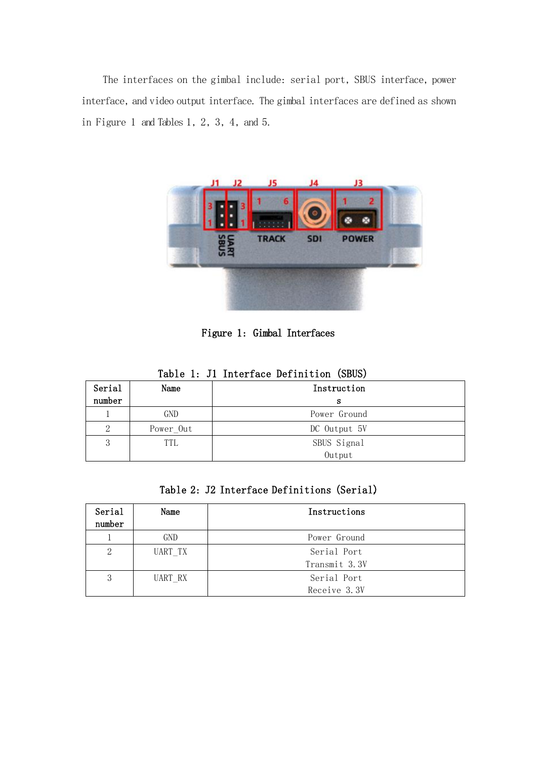The interfaces on the gimbal include: serial port, SBUS interface, power interface, and video output interface. The gimbal interfaces are defined as shown in Figure 1 and Tables 1, 2, 3, 4, and 5.

Figure 1: Gimbal Interfaces

Table 1: J1 Interface Definition (SBUS)

| Serial number | Name | Instructions |
|---|---|---|
| 1 | GND | Power Ground |
| 2 | Power_Out | DC Output 5V |
| 3 | TTL | SBUS Signal Output |

Table 2: J2 Interface Definitions (Serial)

| Serial number | Name | Instructions |
|---|---|---|
| 1 | GND | Power Ground |
| 2 | UART_TX | Serial Port Transmit 3.3V |
| 3 | UART_RX | Serial Port Receive 3.3V |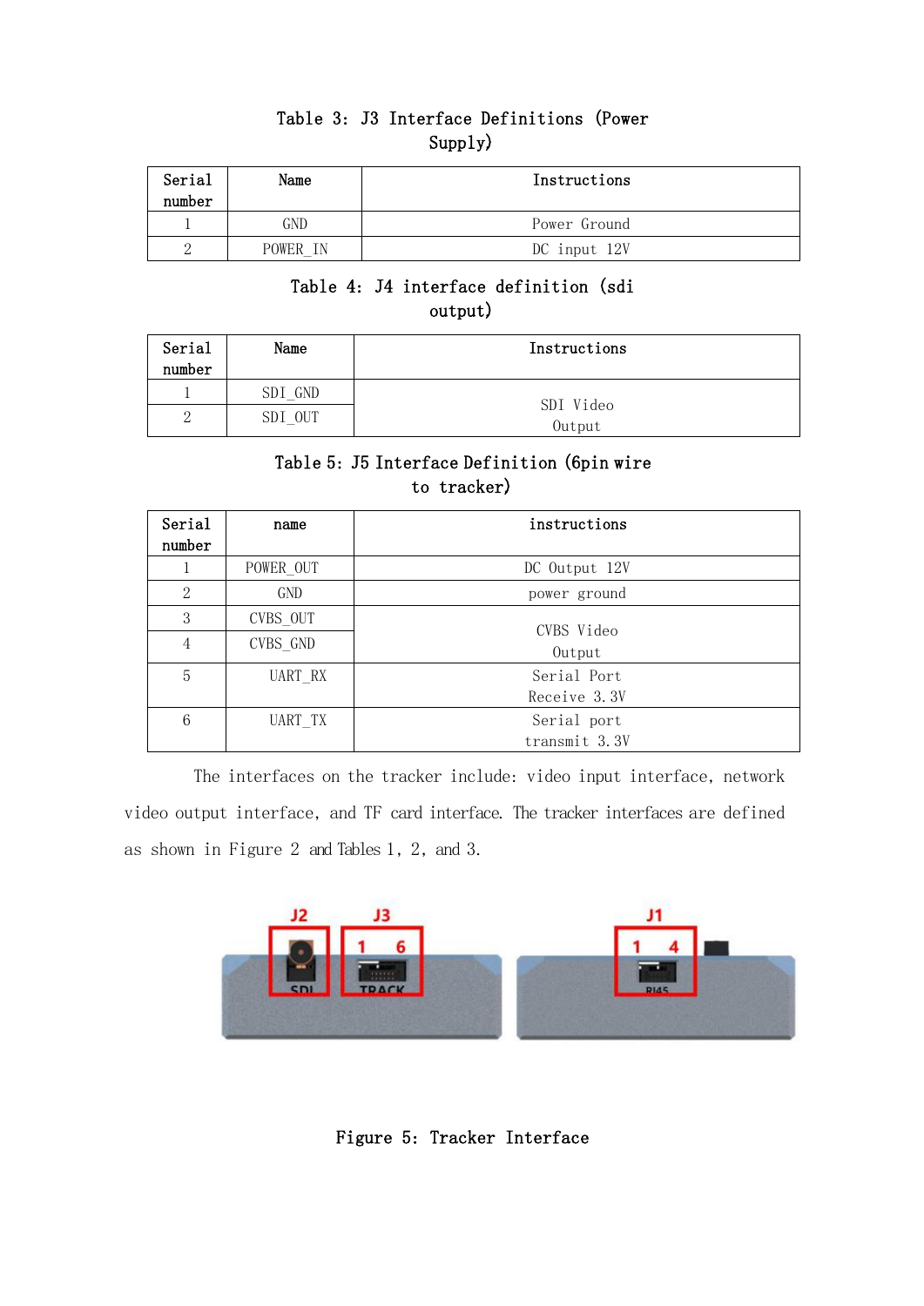Table 3: J3 Interface Definitions (Power Supply)

| Serial number | Name | Instructions |
| --- | --- | --- |
| 1 | GND | Power Ground |
| 2 | POWER_IN | DC input 12V |

Table 4: J4 interface definition (sdi output)

| Serial number | Name | Instructions |
| --- | --- | --- |
| 1 | SDI_GND | SDI Video Output |
| 2 | SDI_OUT | |

Table 5: J5 Interface Definition (6pin wire to tracker)

| Serial number | name | instructions |
| --- | --- | --- |
| 1 | POWER_OUT | DC Output 12V |
| 2 | GND | power ground |
| 3 | CVBS_OUT | CVBS Video Output |
| 4 | CVBS_GND | |
| 5 | UART_RX | Serial Port Receive 3.3V |
| 6 | UART_TX | Serial port transmit 3.3V |

The interfaces on the tracker include: video input interface, network video output interface, and TF card interface. The tracker interfaces are defined as shown in Figure 2 and Tables 1, 2, and 3.

Figure 5: Tracker Interface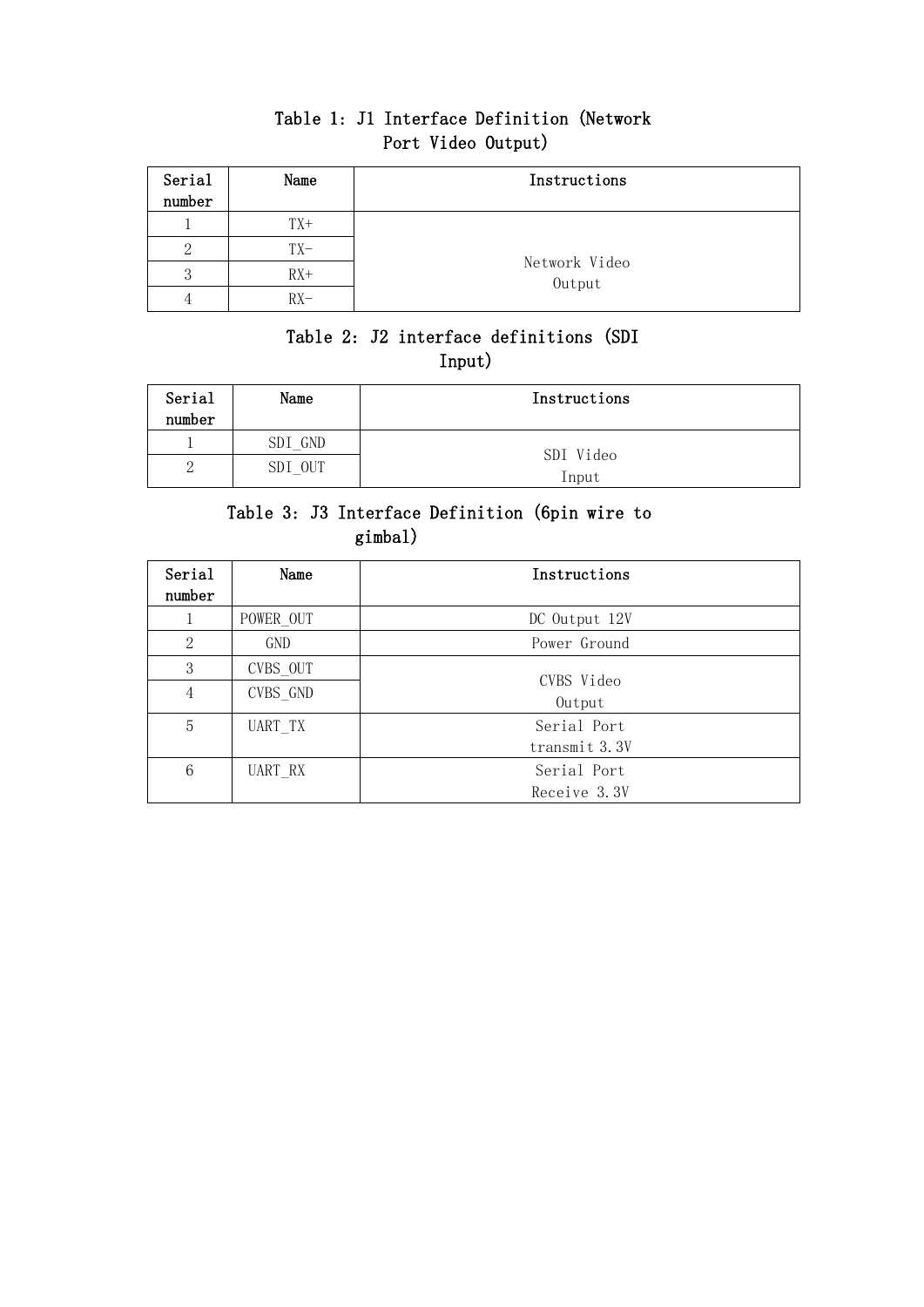Table 1: J1 Interface Definition (Network Port Video Output)

| Serial number | Name | Instructions |
|---|---|---|
| 1 | TX+ | Network Video Output |
| 2 | TX- | |
| 3 | RX+ | |
| 4 | RX- | |

Table 2: J2 interface definitions (SDI Input)

| Serial number | Name | Instructions |
|---|---|---|
| 1 | SDI_GND | SDI Video Input |
| 2 | SDI_OUT | |

Table 3: J3 Interface Definition (6pin wire to gimbal)

| Serial number | Name | Instructions |
|---|---|---|
| 1 | POWER_OUT | DC Output 12V |
| 2 | GND | Power Ground |
| 3 | CVBS_OUT | CVBS Video Output |
| 4 | CVBS_GND | |
| 5 | UART_TX | Serial Port transmit 3.3V |
| 6 | UART_RX | Serial Port Receive 3.3V |